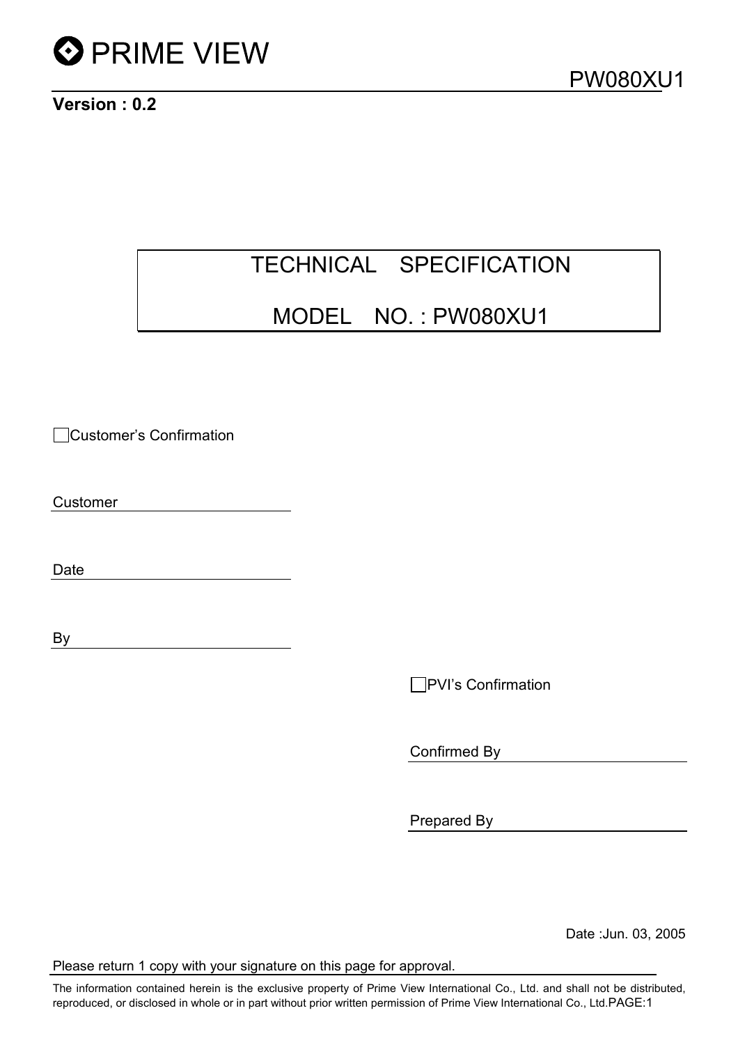PRIME VIEW

PW080XU1

**Version : 0.2**

# TECHNICAL SPECIFICATION

# MODEL NO. : PW080XU1

☐ Customer's Confirmation

Customer ____________________

Date ____________________

By ____________________

☐ PVI's Confirmation

Confirmed By ____________________

Prepared By ____________________

Date :Jun. 03, 2005

Please return 1 copy with your signature on this page for approval.

The information contained herein is the exclusive property of Prime View International Co., Ltd. and shall not be distributed, reproduced, or disclosed in whole or in part without prior written permission of Prime View International Co., Ltd.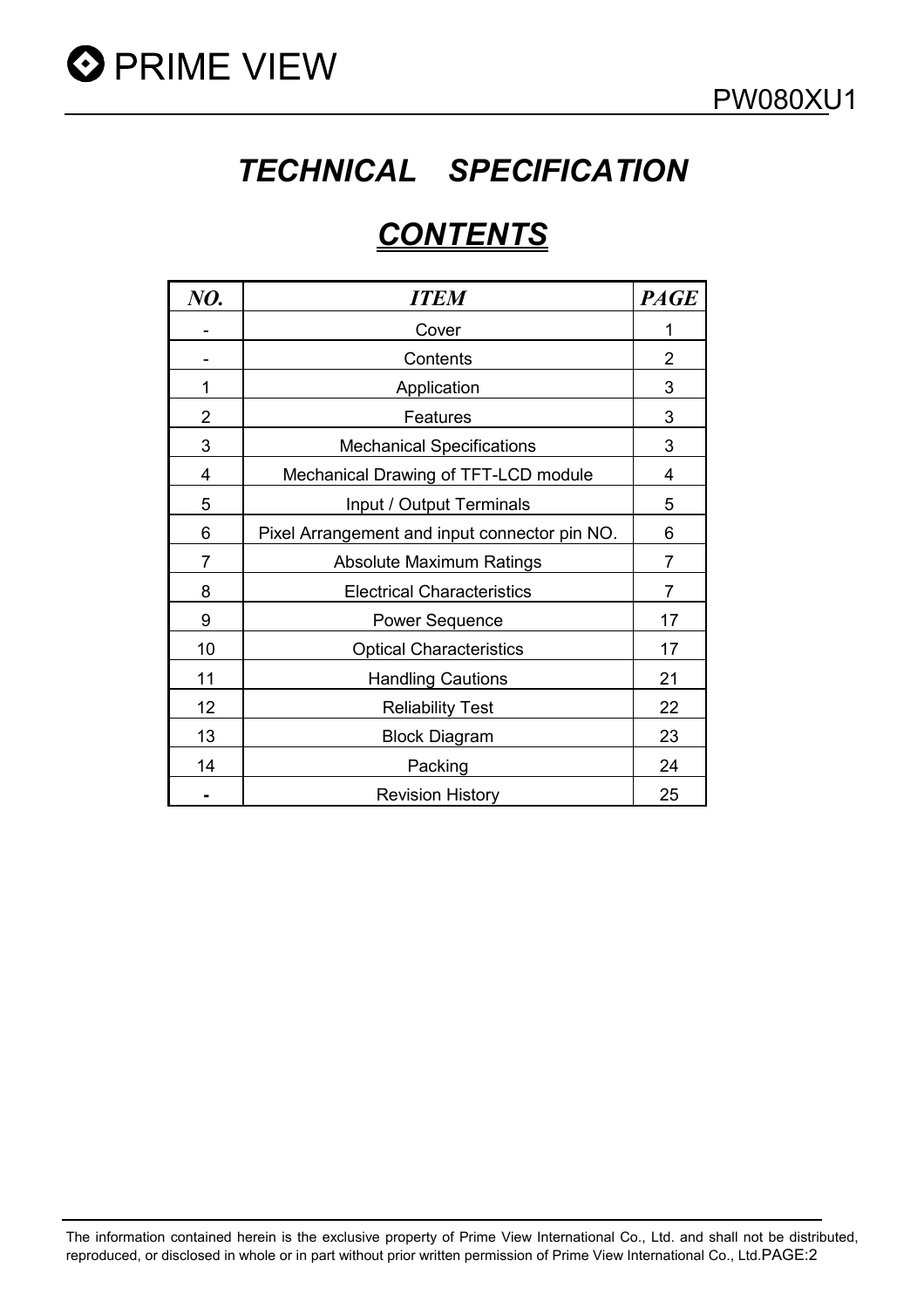# *TECHNICAL SPECIFICATION*

## ***CONTENTS***

| *NO.* | *ITEM* | *PAGE* |
|---|---|---|
| - | Cover | 1 |
| - | Contents | 2 |
| 1 | Application | 3 |
| 2 | Features | 3 |
| 3 | Mechanical Specifications | 3 |
| 4 | Mechanical Drawing of TFT-LCD module | 4 |
| 5 | Input / Output Terminals | 5 |
| 6 | Pixel Arrangement and input connector pin NO. | 6 |
| 7 | Absolute Maximum Ratings | 7 |
| 8 | Electrical Characteristics | 7 |
| 9 | Power Sequence | 17 |
| 10 | Optical Characteristics | 17 |
| 11 | Handling Cautions | 21 |
| 12 | Reliability Test | 22 |
| 13 | Block Diagram | 23 |
| 14 | Packing | 24 |
| **-** | Revision History | 25 |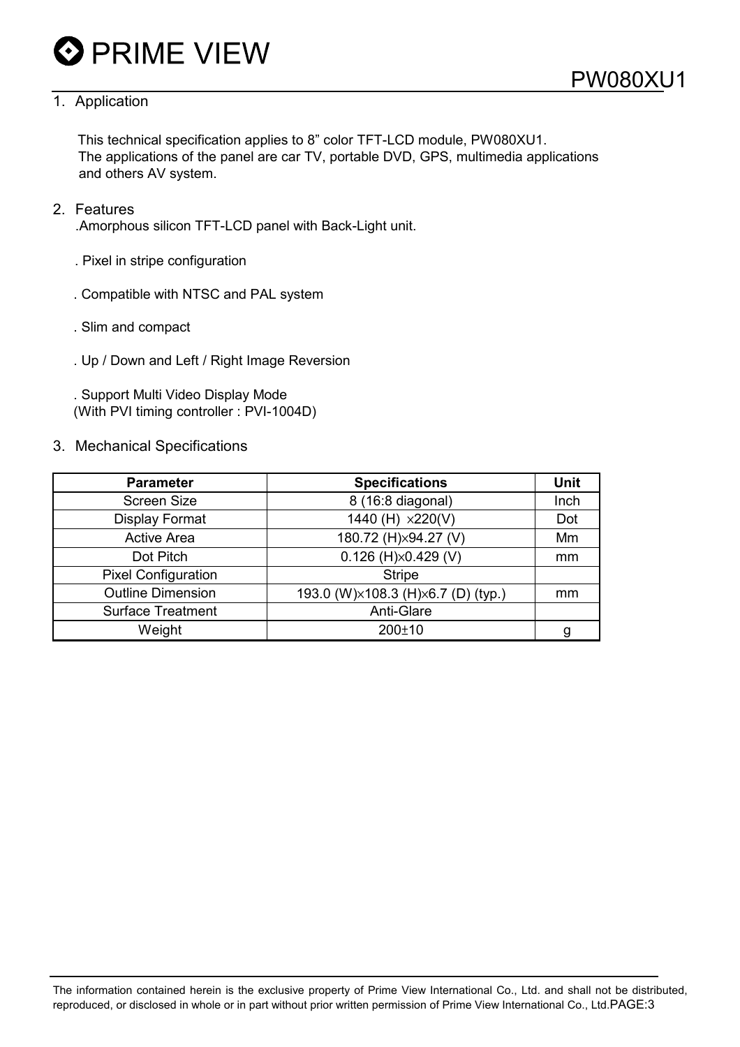## 1. Application

This technical specification applies to 8” color TFT-LCD module, PW080XU1.
The applications of the panel are car TV, portable DVD, GPS, multimedia applications and others AV system.

## 2. Features

.Amorphous silicon TFT-LCD panel with Back-Light unit.

. Pixel in stripe configuration

. Compatible with NTSC and PAL system

. Slim and compact

. Up / Down and Left / Right Image Reversion

. Support Multi Video Display Mode
(With PVI timing controller : PVI-1004D)

## 3. Mechanical Specifications

| Parameter | Specifications | Unit |
|---|---|---|
| Screen Size | 8 (16:8 diagonal) | Inch |
| Display Format | 1440 (H) ×220(V) | Dot |
| Active Area | 180.72 (H)×94.27 (V) | Mm |
| Dot Pitch | 0.126 (H)×0.429 (V) | mm |
| Pixel Configuration | Stripe | |
| Outline Dimension | 193.0 (W)×108.3 (H)×6.7 (D) (typ.) | mm |
| Surface Treatment | Anti-Glare | |
| Weight | 200±10 | g |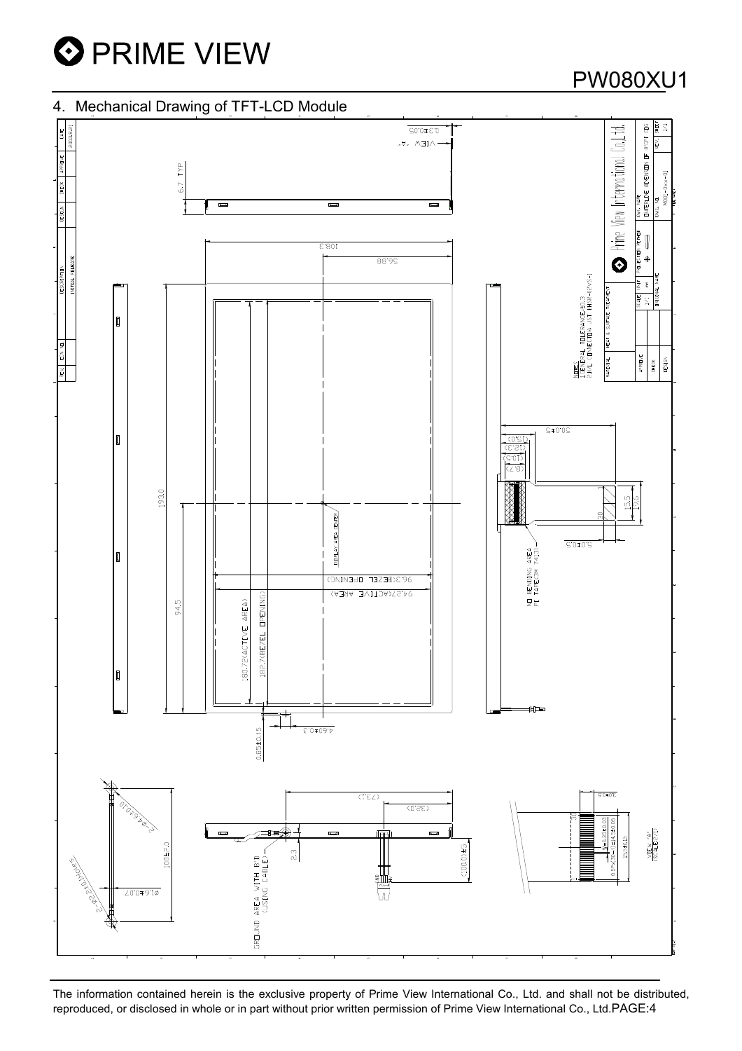## 4. Mechanical Drawing of TFT-LCD Module

The information contained herein is the exclusive property of Prime View International Co., Ltd. and shall not be distributed, reproduced, or disclosed in whole or in part without prior written permission of Prime View International Co., Ltd.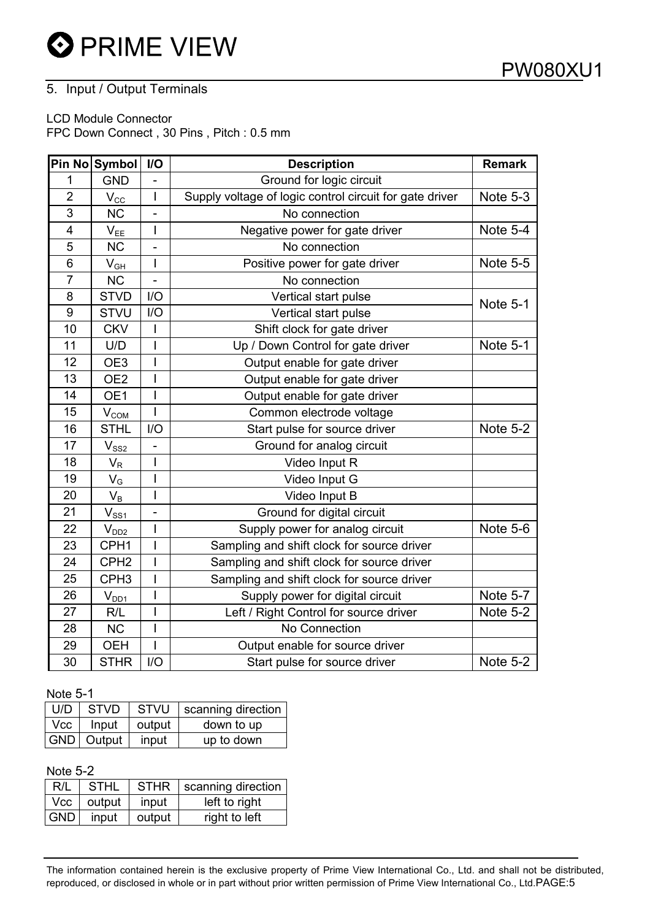## 5. Input / Output Terminals

LCD Module Connector
FPC Down Connect , 30 Pins , Pitch : 0.5 mm

| Pin No | Symbol | I/O | Description | Remark |
|---|---|---|---|---|
| 1 | GND | - | Ground for logic circuit | |
| 2 | $V_{CC}$ | I | Supply voltage of logic control circuit for gate driver | Note 5-3 |
| 3 | NC | - | No connection | |
| 4 | $V_{EE}$ | I | Negative power for gate driver | Note 5-4 |
| 5 | NC | - | No connection | |
| 6 | $V_{GH}$ | I | Positive power for gate driver | Note 5-5 |
| 7 | NC | - | No connection | |
| 8 | STVD | I/O | Vertical start pulse | Note 5-1 |
| 9 | STVU | I/O | Vertical start pulse | |
| 10 | CKV | I | Shift clock for gate driver | |
| 11 | U/D | I | Up / Down Control for gate driver | Note 5-1 |
| 12 | OE3 | I | Output enable for gate driver | |
| 13 | OE2 | I | Output enable for gate driver | |
| 14 | OE1 | I | Output enable for gate driver | |
| 15 | $V_{COM}$ | I | Common electrode voltage | |
| 16 | STHL | I/O | Start pulse for source driver | Note 5-2 |
| 17 | $V_{SS2}$ | - | Ground for analog circuit | |
| 18 | $V_R$ | I | Video Input R | |
| 19 | $V_G$ | I | Video Input G | |
| 20 | $V_B$ | I | Video Input B | |
| 21 | $V_{SS1}$ | - | Ground for digital circuit | |
| 22 | $V_{DD2}$ | I | Supply power for analog circuit | Note 5-6 |
| 23 | CPH1 | I | Sampling and shift clock for source driver | |
| 24 | CPH2 | I | Sampling and shift clock for source driver | |
| 25 | CPH3 | I | Sampling and shift clock for source driver | |
| 26 | $V_{DD1}$ | I | Supply power for digital circuit | Note 5-7 |
| 27 | R/L | I | Left / Right Control for source driver | Note 5-2 |
| 28 | NC | I | No Connection | |
| 29 | OEH | I | Output enable for source driver | |
| 30 | STHR | I/O | Start pulse for source driver | Note 5-2 |

Note 5-1

| U/D | STVD | STVU | scanning direction |
|---|---|---|---|
| Vcc | Input | output | down to up |
| GND | Output | input | up to down |

Note 5-2

| R/L | STHL | STHR | scanning direction |
|---|---|---|---|
| Vcc | output | input | left to right |
| GND | input | output | right to left |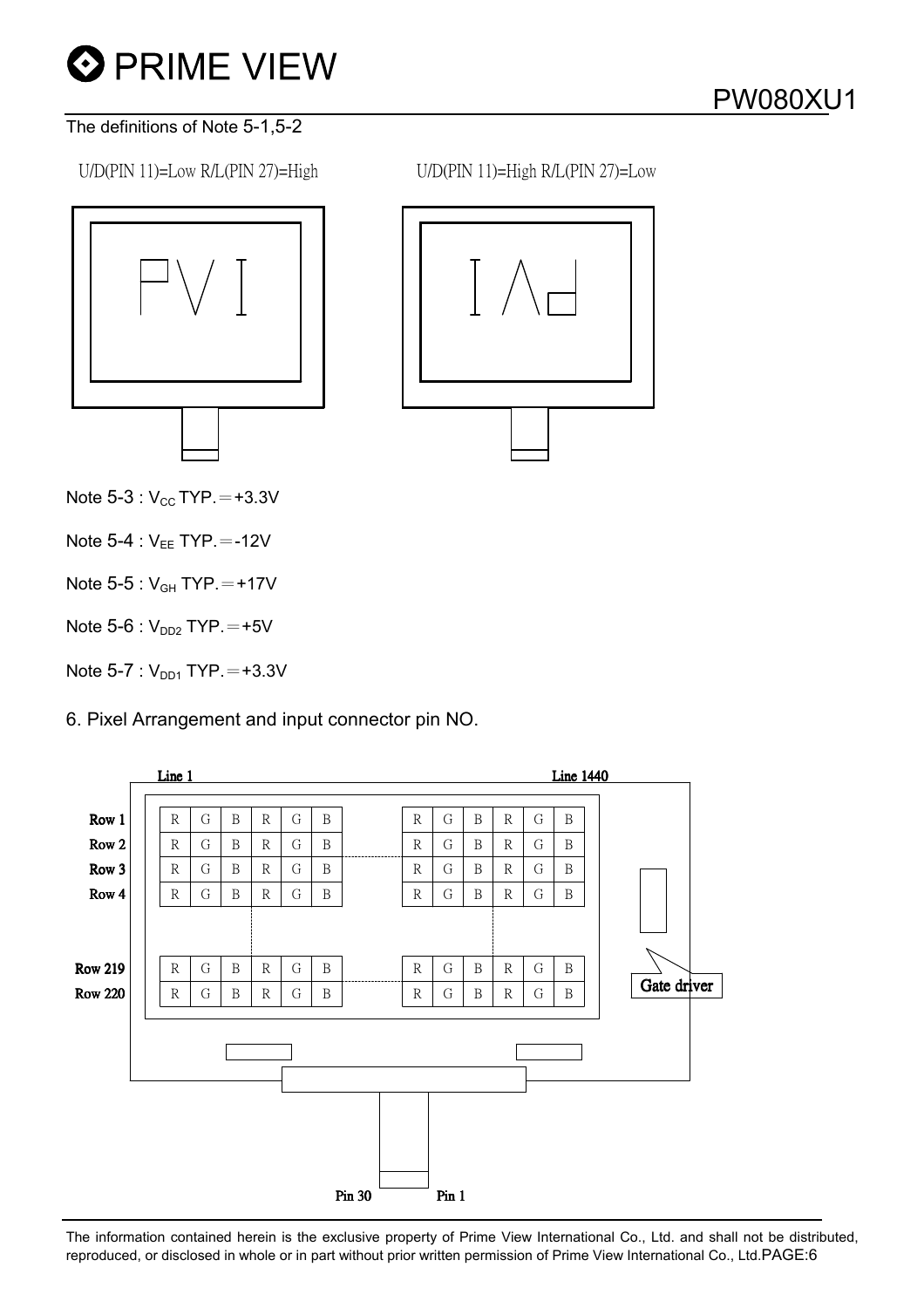The definitions of Note 5-1,5-2

U/D(PIN 11)=Low R/L(PIN 27)=High

U/D(PIN 11)=High R/L(PIN 27)=Low

Note 5-3 : $V_{CC}$ TYP.＝+3.3V

Note 5-4 : $V_{EE}$ TYP.＝-12V

Note 5-5 : $V_{GH}$ TYP.＝+17V

Note 5-6 : $V_{DD2}$ TYP.＝+5V

Note 5-7 : $V_{DD1}$ TYP.＝+3.3V

## 6. Pixel Arrangement and input connector pin NO.

Line 1 … Line 1440

| | R | G | B | R | G | B | … | R | G | B | R | G | B |
|---|---|---|---|---|---|---|---|---|---|---|---|---|---|
| Row 1 | R | G | B | R | G | B | … | R | G | B | R | G | B |
| Row 2 | R | G | B | R | G | B | … | R | G | B | R | G | B |
| Row 3 | R | G | B | R | G | B | … | R | G | B | R | G | B |
| Row 4 | R | G | B | R | G | B | … | R | G | B | R | G | B |
| ⋮ | | | | | | | | | | | | | |
| Row 219 | R | G | B | R | G | B | … | R | G | B | R | G | B |
| Row 220 | R | G | B | R | G | B | … | R | G | B | R | G | B |

Gate driver

Pin 30 Pin 1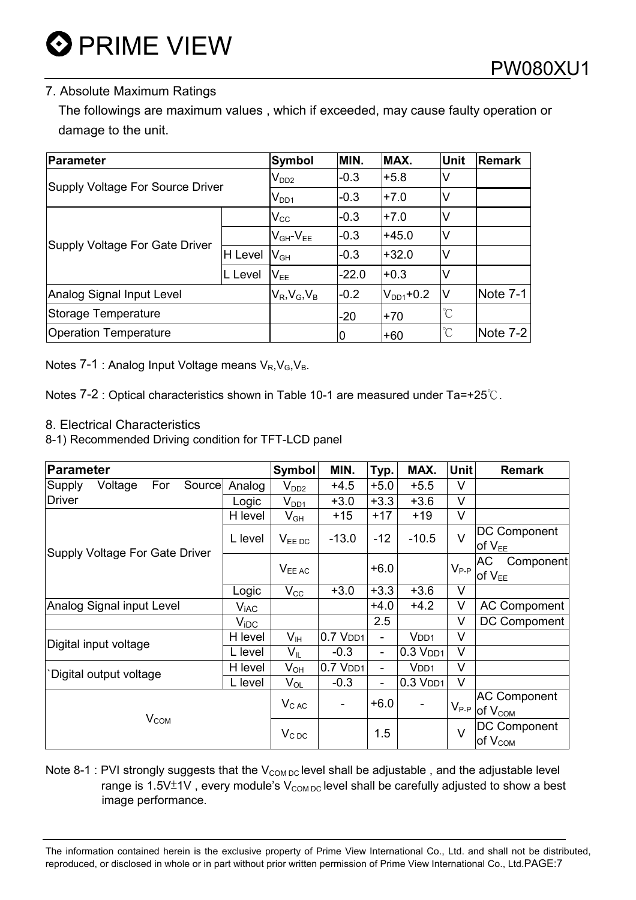## 7. Absolute Maximum Ratings

The followings are maximum values , which if exceeded, may cause faulty operation or damage to the unit.

| Parameter | | Symbol | MIN. | MAX. | Unit | Remark |
|---|---|---|---|---|---|---|
| Supply Voltage For Source Driver | | $V_{DD2}$ | -0.3 | +5.8 | V | |
| | | $V_{DD1}$ | -0.3 | +7.0 | V | |
| Supply Voltage For Gate Driver | | $V_{CC}$ | -0.3 | +7.0 | V | |
| | | $V_{GH}$-$V_{EE}$ | -0.3 | +45.0 | V | |
| | H Level | $V_{GH}$ | -0.3 | +32.0 | V | |
| | L Level | $V_{EE}$ | -22.0 | +0.3 | V | |
| Analog Signal Input Level | | $V_R$,$V_G$,$V_B$ | -0.2 | $V_{DD1}$+0.2 | V | Note 7-1 |
| Storage Temperature | | | -20 | +70 | ℃ | |
| Operation Temperature | | | 0 | +60 | ℃ | Note 7-2 |

Notes 7-1 : Analog Input Voltage means $V_R$,$V_G$,$V_B$.

Notes 7-2 : Optical characteristics shown in Table 10-1 are measured under Ta=+25℃.

## 8. Electrical Characteristics

8-1) Recommended Driving condition for TFT-LCD panel

| Parameter | | Symbol | MIN. | Typ. | MAX. | Unit | Remark |
|---|---|---|---|---|---|---|---|
| Supply Voltage For Source Driver | Analog | $V_{DD2}$ | +4.5 | +5.0 | +5.5 | V | |
| | Logic | $V_{DD1}$ | +3.0 | +3.3 | +3.6 | V | |
| Supply Voltage For Gate Driver | H level | $V_{GH}$ | +15 | +17 | +19 | V | |
| | L level | $V_{EE\ DC}$ | -13.0 | -12 | -10.5 | V | DC Component of $V_{EE}$ |
| | | $V_{EE\ AC}$ | | +6.0 | | $V_{P-P}$ | AC Component of $V_{EE}$ |
| | Logic | $V_{CC}$ | +3.0 | +3.3 | +3.6 | V | |
| Analog Signal input Level | | $V_{iAC}$ | | +4.0 | +4.2 | V | AC Compoment |
| | | $V_{iDC}$ | | 2.5 | | V | DC Compoment |
| Digital input voltage | H level | $V_{IH}$ | 0.7 $V_{DD1}$ | - | $V_{DD1}$ | V | |
| | L level | $V_{IL}$ | -0.3 | - | 0.3 $V_{DD1}$ | V | |
| `Digital output voltage | H level | $V_{OH}$ | 0.7 $V_{DD1}$ | - | $V_{DD1}$ | V | |
| | L level | $V_{OL}$ | -0.3 | - | 0.3 $V_{DD1}$ | V | |
| $V_{COM}$ | | $V_{C\ AC}$ | - | +6.0 | - | $V_{P-P}$ | AC Component of $V_{COM}$ |
| | | $V_{C\ DC}$ | | 1.5 | | V | DC Component of $V_{COM}$ |

Note 8-1 : PVI strongly suggests that the $V_{COM\ DC}$ level shall be adjustable , and the adjustable level range is 1.5V±1V , every module's $V_{COM\ DC}$ level shall be carefully adjusted to show a best image performance.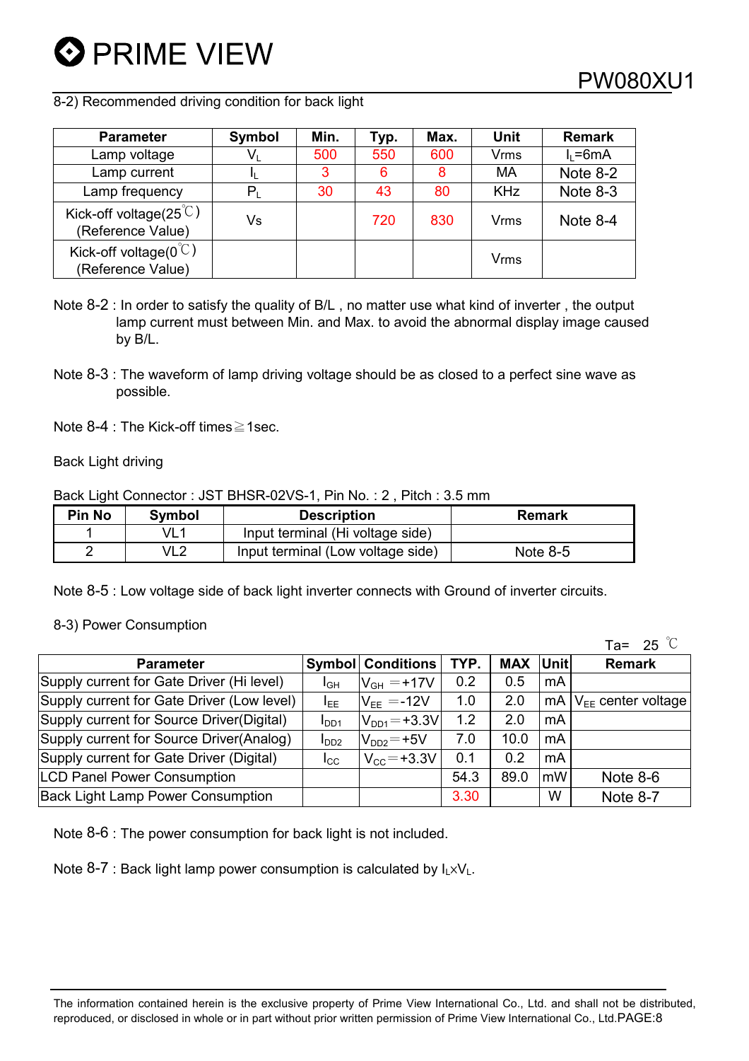8-2) Recommended driving condition for back light

| Parameter | Symbol | Min. | Typ. | Max. | Unit | Remark |
|---|---|---|---|---|---|---|
| Lamp voltage | $V_L$ | 500 | 550 | 600 | Vrms | $I_L$=6mA |
| Lamp current | $I_L$ | 3 | 6 | 8 | MA | Note 8-2 |
| Lamp frequency | $P_L$ | 30 | 43 | 80 | KHz | Note 8-3 |
| Kick-off voltage(25℃) (Reference Value) | Vs | | 720 | 830 | Vrms | Note 8-4 |
| Kick-off voltage(0℃) (Reference Value) | | | | | Vrms | |

Note 8-2 : In order to satisfy the quality of B/L , no matter use what kind of inverter , the output lamp current must between Min. and Max. to avoid the abnormal display image caused by B/L.

Note 8-3 : The waveform of lamp driving voltage should be as closed to a perfect sine wave as possible.

Note 8-4 : The Kick-off times≧1sec.

Back Light driving

Back Light Connector : JST BHSR-02VS-1, Pin No. : 2 , Pitch : 3.5 mm

| Pin No | Symbol | Description | Remark |
|---|---|---|---|
| 1 | VL1 | Input terminal (Hi voltage side) | |
| 2 | VL2 | Input terminal (Low voltage side) | Note 8-5 |

Note 8-5 : Low voltage side of back light inverter connects with Ground of inverter circuits.

8-3) Power Consumption

Ta= 25 ℃

| Parameter | Symbol | Conditions | TYP. | MAX | Unit | Remark |
|---|---|---|---|---|---|---|
| Supply current for Gate Driver (Hi level) | $I_{GH}$ | $V_{GH}$ =+17V | 0.2 | 0.5 | mA | |
| Supply current for Gate Driver (Low level) | $I_{EE}$ | $V_{EE}$ =-12V | 1.0 | 2.0 | mA | $V_{EE}$ center voltage |
| Supply current for Source Driver(Digital) | $I_{DD1}$ | $V_{DD1}$=+3.3V | 1.2 | 2.0 | mA | |
| Supply current for Source Driver(Analog) | $I_{DD2}$ | $V_{DD2}$=+5V | 7.0 | 10.0 | mA | |
| Supply current for Gate Driver (Digital) | $I_{CC}$ | $V_{CC}$=+3.3V | 0.1 | 0.2 | mA | |
| LCD Panel Power Consumption | | | 54.3 | 89.0 | mW | Note 8-6 |
| Back Light Lamp Power Consumption | | | 3.30 | | W | Note 8-7 |

Note 8-6 : The power consumption for back light is not included.

Note 8-7 : Back light lamp power consumption is calculated by $I_L \times V_L$.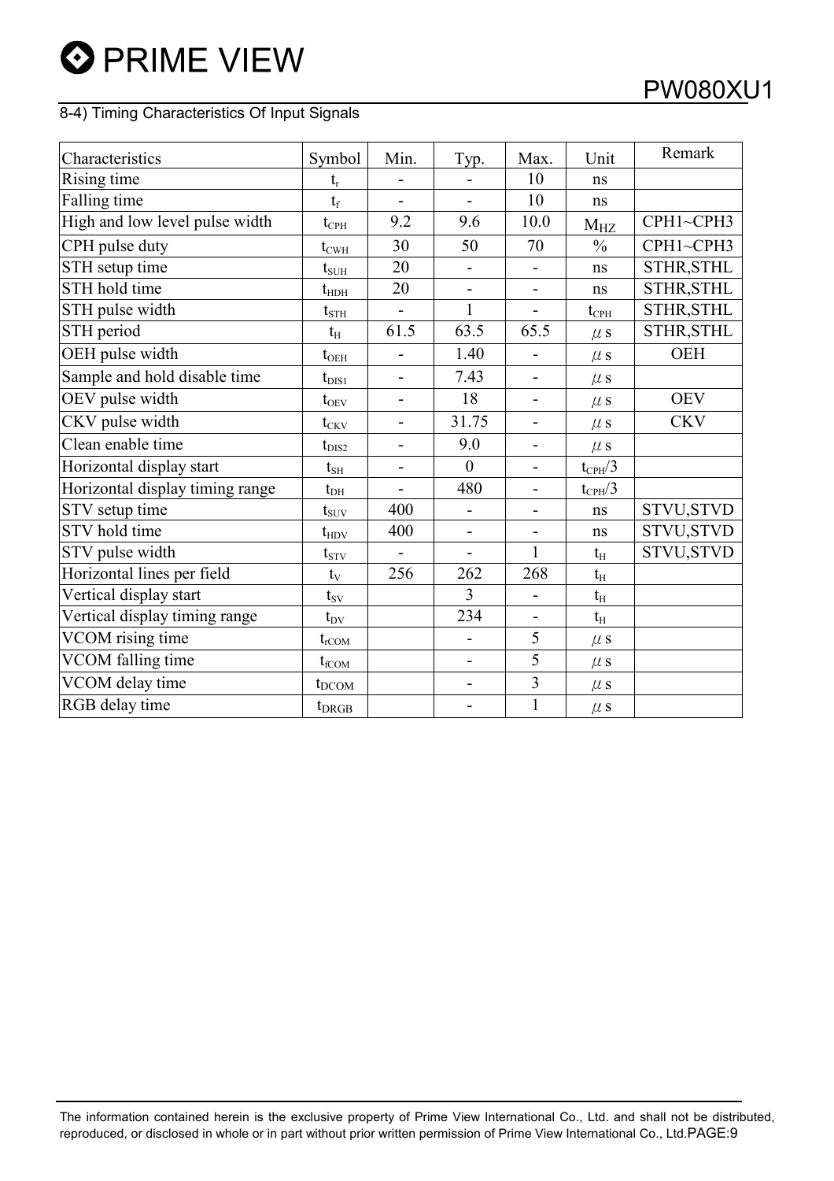## 8-4) Timing Characteristics Of Input Signals

| Characteristics | Symbol | Min. | Typ. | Max. | Unit | Remark |
|---|---|---|---|---|---|---|
| Rising time | $t_r$ | - | - | 10 | ns | |
| Falling time | $t_f$ | - | - | 10 | ns | |
| High and low level pulse width | $t_{CPH}$ | 9.2 | 9.6 | 10.0 | $M_{HZ}$ | CPH1~CPH3 |
| CPH pulse duty | $t_{CWH}$ | 30 | 50 | 70 | % | CPH1~CPH3 |
| STH setup time | $t_{SUH}$ | 20 | - | - | ns | STHR,STHL |
| STH hold time | $t_{HDH}$ | 20 | - | - | ns | STHR,STHL |
| STH pulse width | $t_{STH}$ | - | 1 | - | $t_{CPH}$ | STHR,STHL |
| STH period | $t_H$ | 61.5 | 63.5 | 65.5 | $\mu$s | STHR,STHL |
| OEH pulse width | $t_{OEH}$ | - | 1.40 | - | $\mu$s | OEH |
| Sample and hold disable time | $t_{DIS1}$ | - | 7.43 | - | $\mu$s | |
| OEV pulse width | $t_{OEV}$ | - | 18 | - | $\mu$s | OEV |
| CKV pulse width | $t_{CKV}$ | - | 31.75 | - | $\mu$s | CKV |
| Clean enable time | $t_{DIS2}$ | - | 9.0 | - | $\mu$s | |
| Horizontal display start | $t_{SH}$ | - | 0 | - | $t_{CPH}/3$ | |
| Horizontal display timing range | $t_{DH}$ | - | 480 | - | $t_{CPH}/3$ | |
| STV setup time | $t_{SUV}$ | 400 | - | - | ns | STVU,STVD |
| STV hold time | $t_{HDV}$ | 400 | - | - | ns | STVU,STVD |
| STV pulse width | $t_{STV}$ | - | - | 1 | $t_H$ | STVU,STVD |
| Horizontal lines per field | $t_V$ | 256 | 262 | 268 | $t_H$ | |
| Vertical display start | $t_{SV}$ | | 3 | - | $t_H$ | |
| Vertical display timing range | $t_{DV}$ | | 234 | - | $t_H$ | |
| VCOM rising time | $t_{rCOM}$ | | - | 5 | $\mu$s | |
| VCOM falling time | $t_{fCOM}$ | | - | 5 | $\mu$s | |
| VCOM delay time | $t_{DCOM}$ | | - | 3 | $\mu$s | |
| RGB delay time | $t_{DRGB}$ | | - | 1 | $\mu$s | |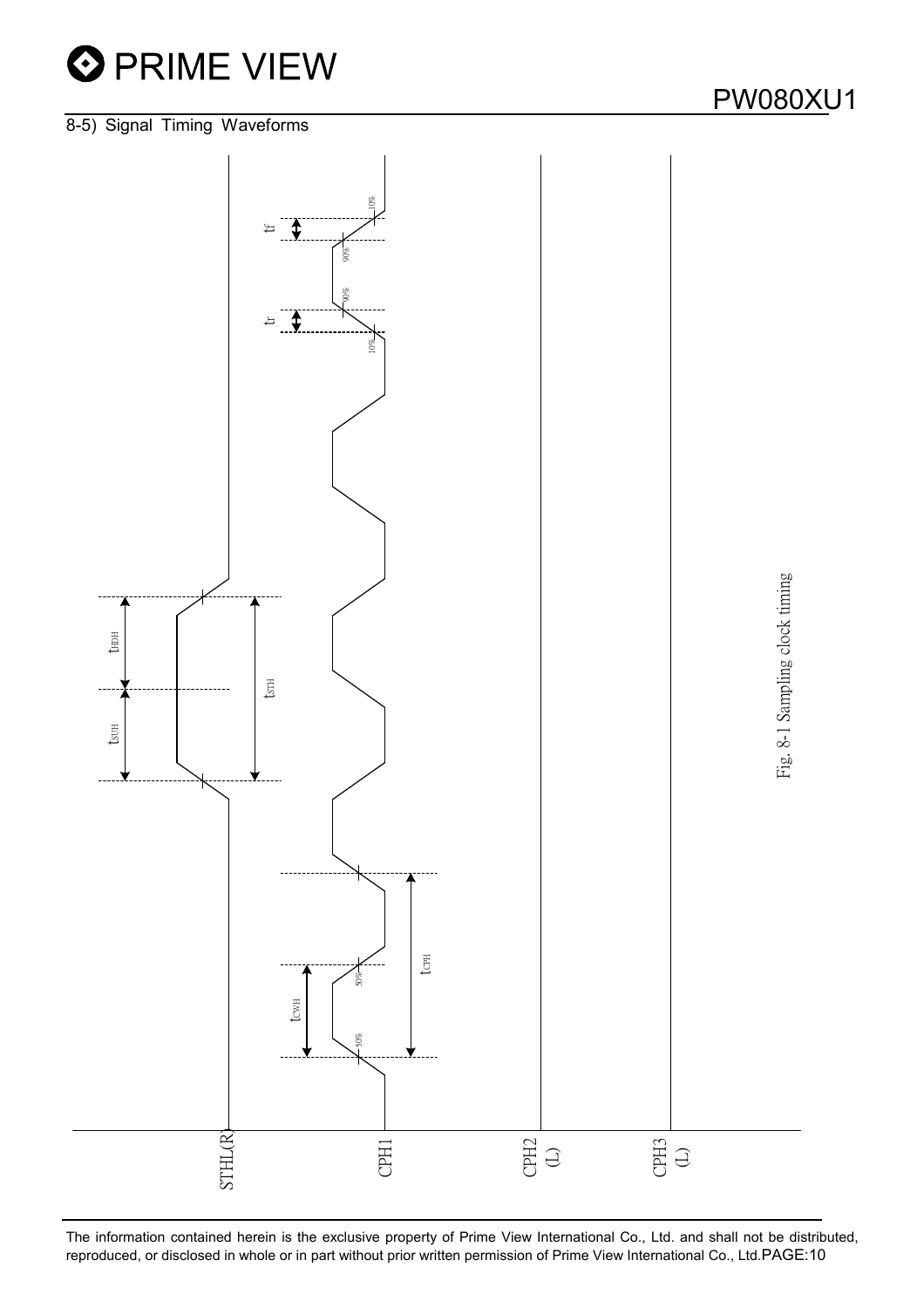## 8-5) Signal Timing Waveforms

Fig. 8-1 Sampling clock timing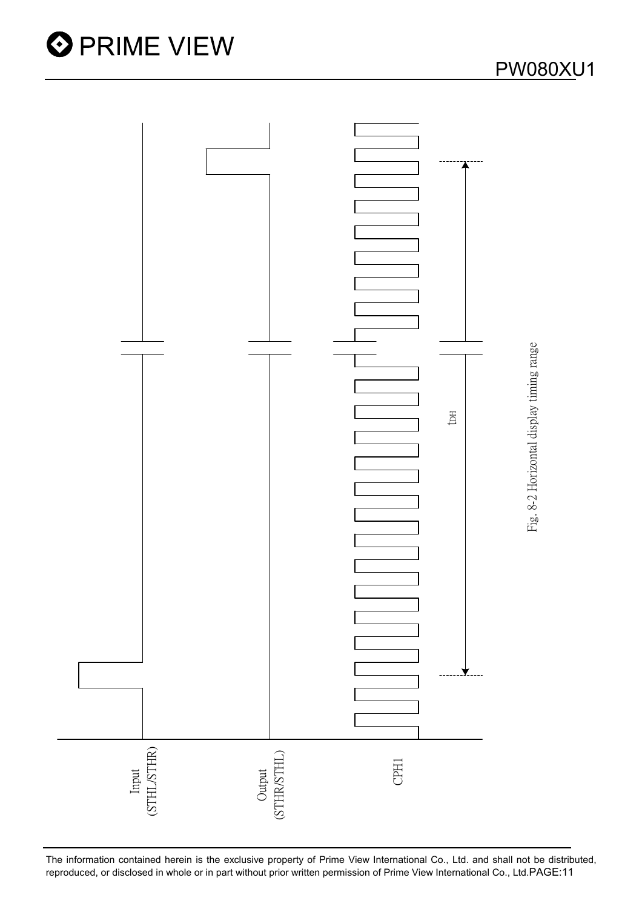Input (STHL/STHR)

Output (STHR/STHL)

CPH1

$t_{DH}$

Fig. 8-2 Horizontal display timing range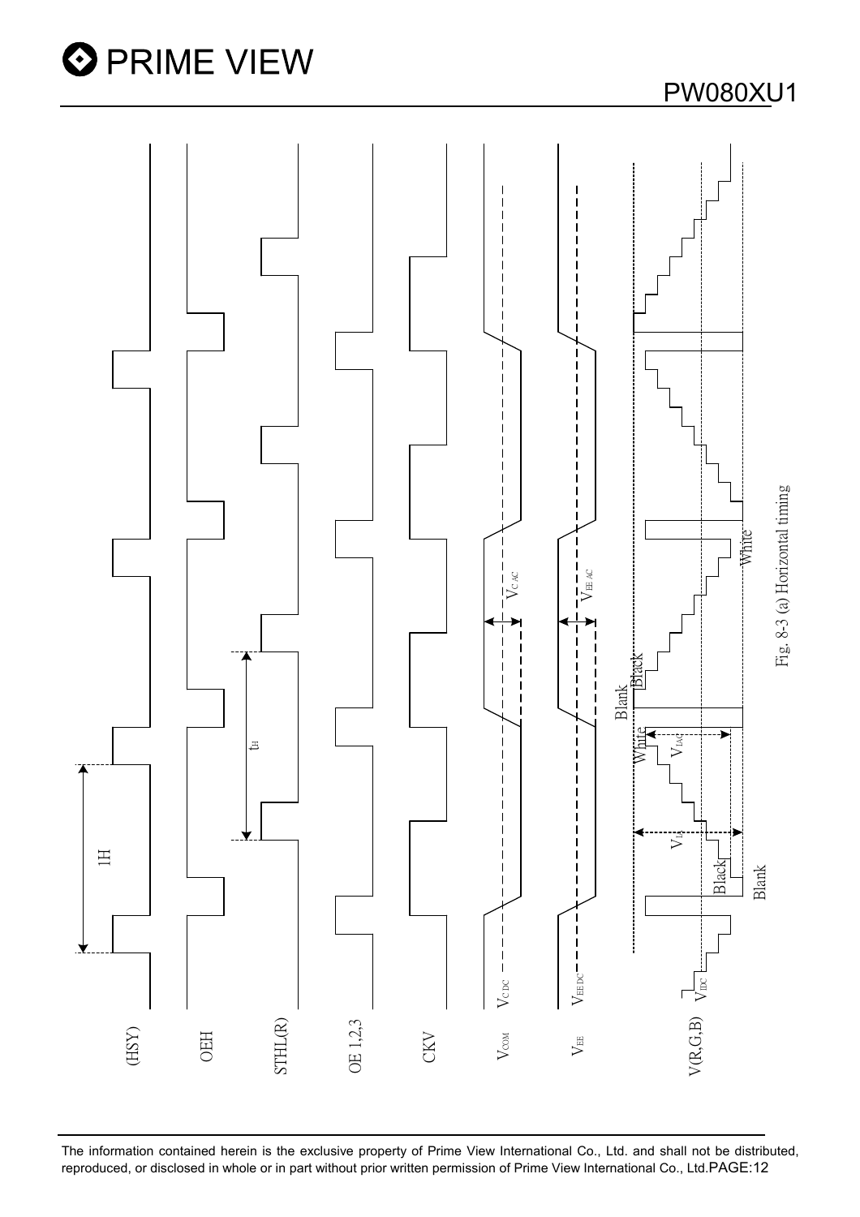(HSY)

OEH

STHL(R)

OE 1,2,3

CKV

$V_{COM}$

$V_{EE}$

V(R,G,B)

1H

$t_H$

$V_{C\,DC}$

$V_{C\,AC}$

$V_{EE\,DC}$

$V_{EE\,AC}$

$V_{IDC}$

$V_{IAC}$

$V_{IA}$

Black

White

Blank

Fig. 8-3 (a) Horizontal timing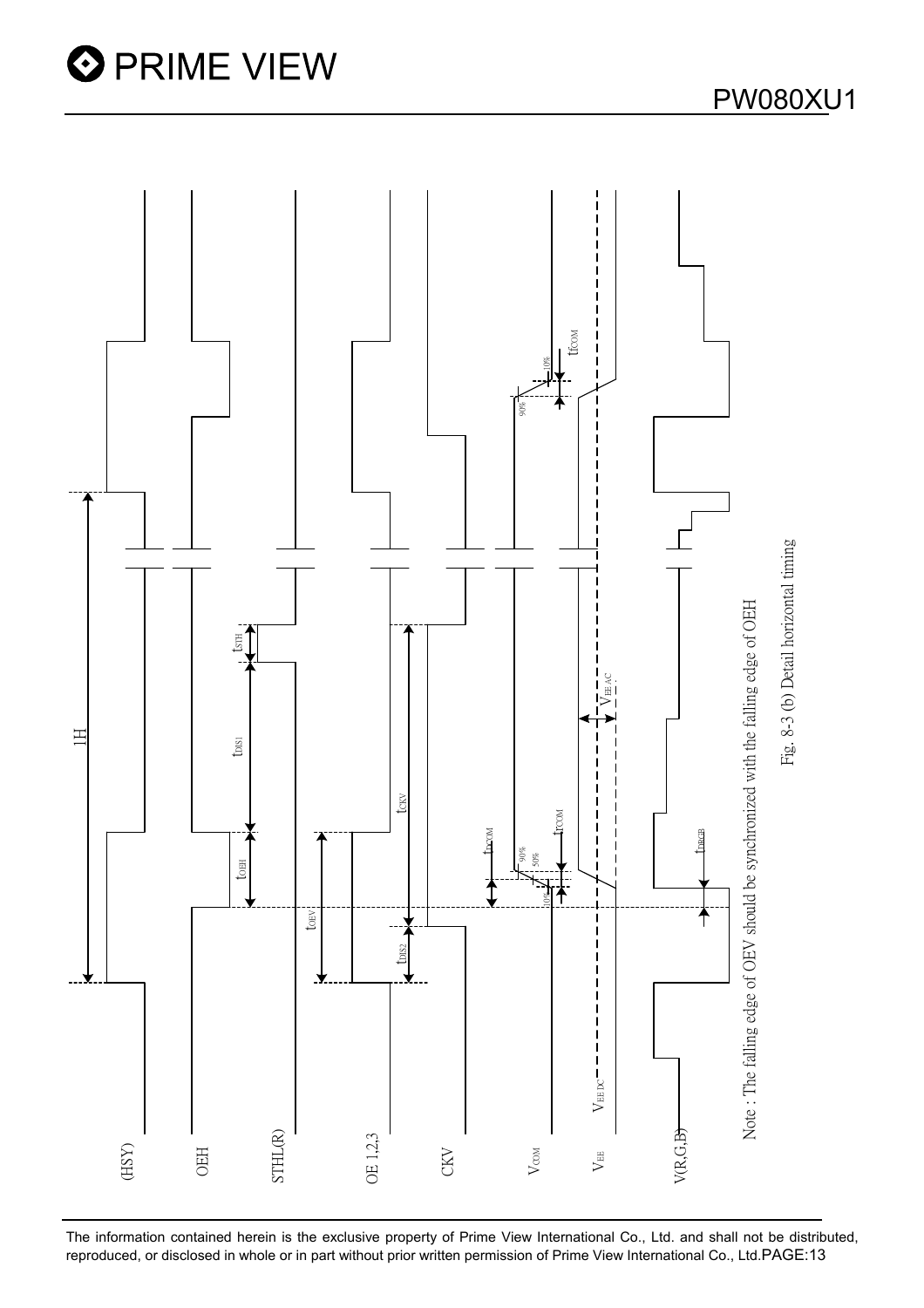Note : The falling edge of OEV should be synchronized with the falling edge of OEH

Fig. 8-3 (b) Detail horizontal timing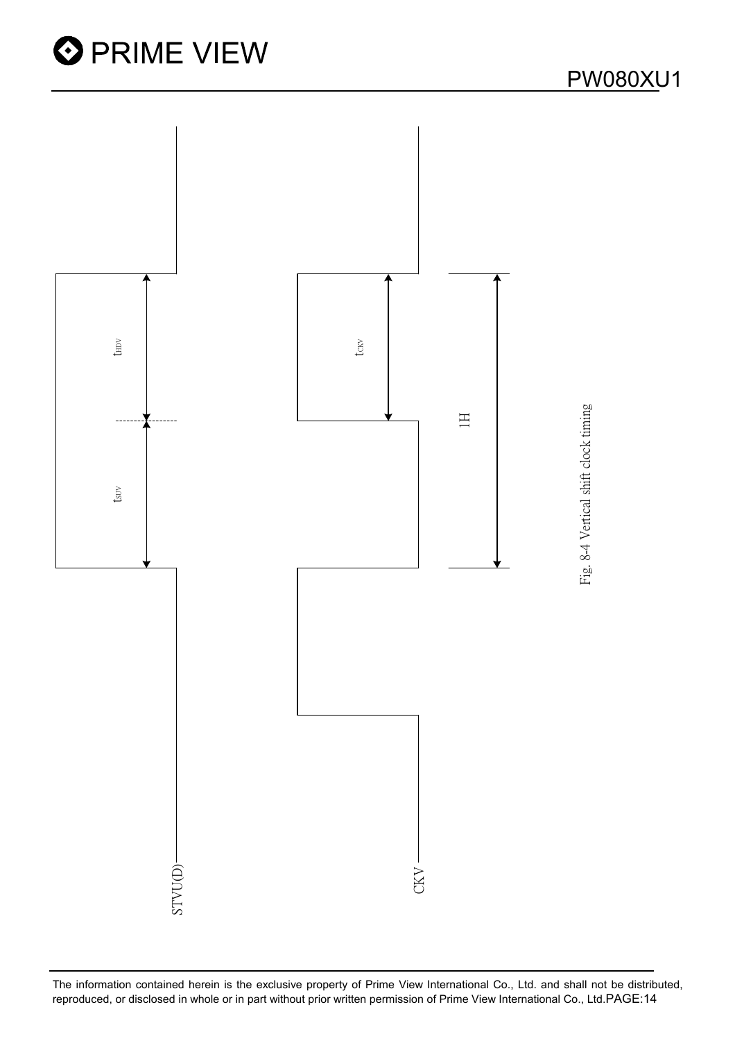STVU(D)

CKV

$t_{HDV}$

$t_{SUV}$

$t_{CKV}$

1H

Fig. 8-4 Vertical shift clock timing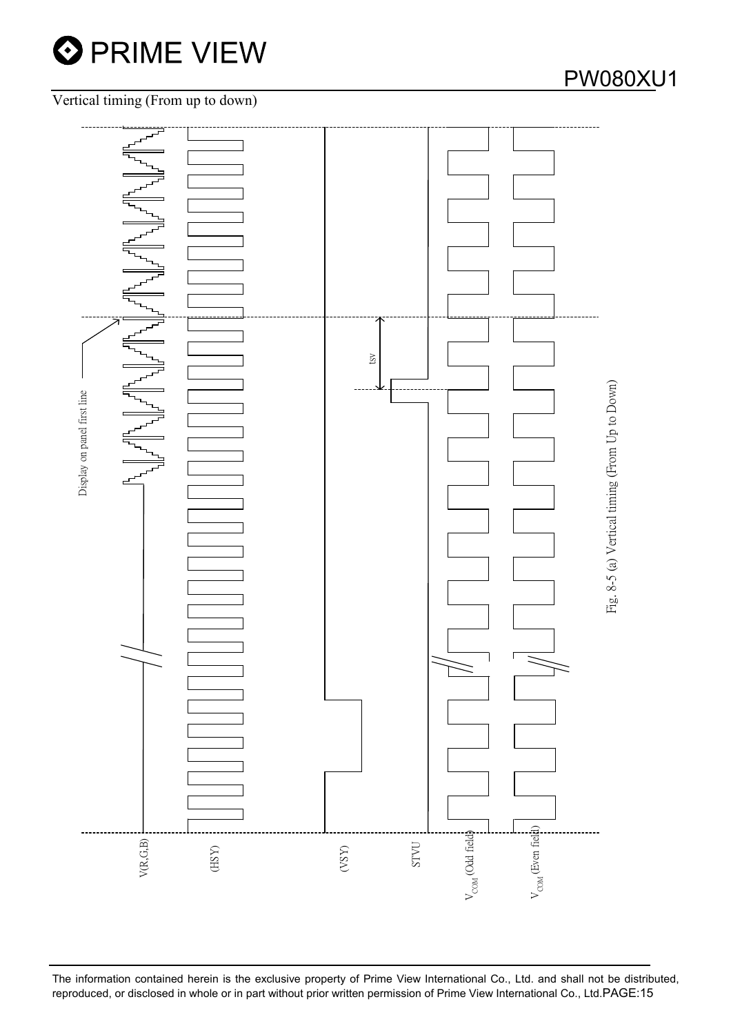Vertical timing (From up to down)

Display on panel first line

tsv

V(R,G,B)

(HSY)

(VSY)

STVU

$V_{COM}$ (Odd field)

$V_{COM}$ (Even field)

Fig. 8-5 (a) Vertical timing (From Up to Down)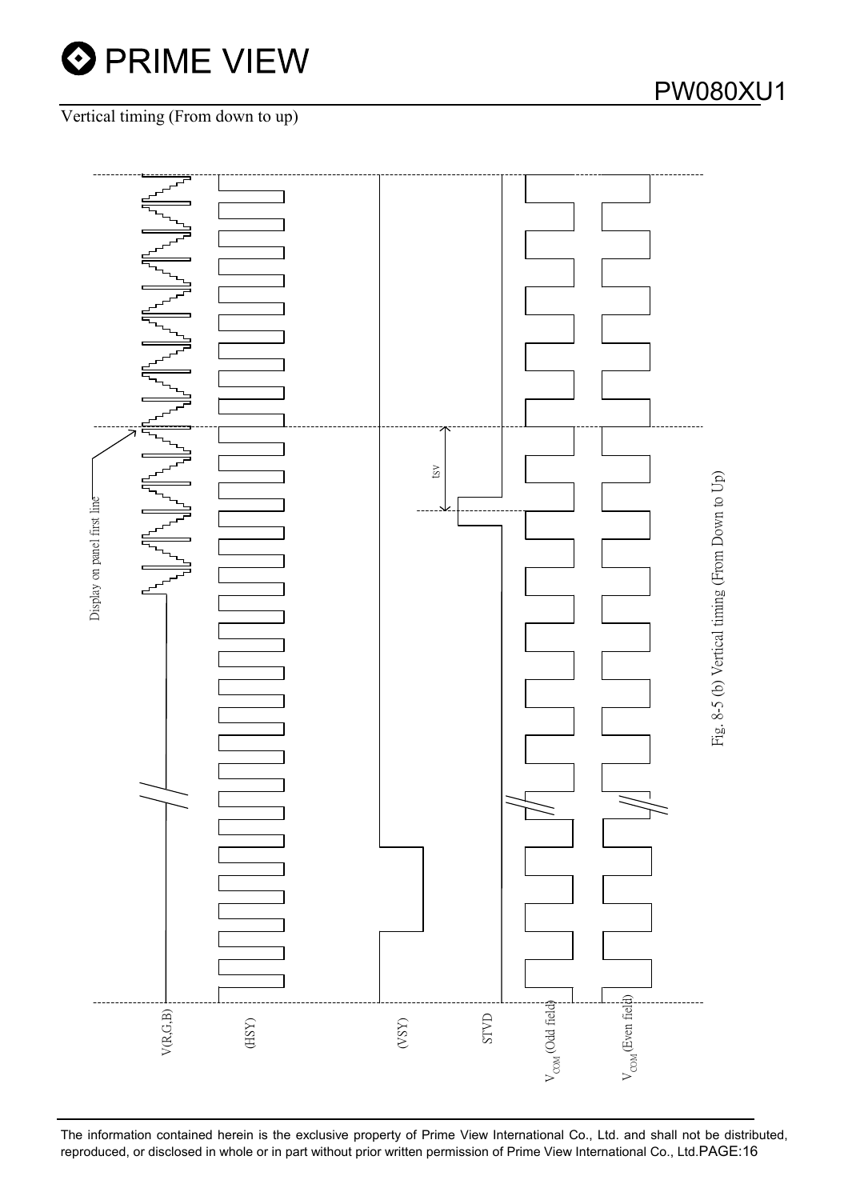Vertical timing (From down to up)

Display on panel first line

tsv

V(R,G,B)

(HSY)

(VSY)

STVD

$V_{COM}$ (Odd field)

$V_{COM}$ (Even field)

Fig. 8-5 (b) Vertical timing (From Down to Up)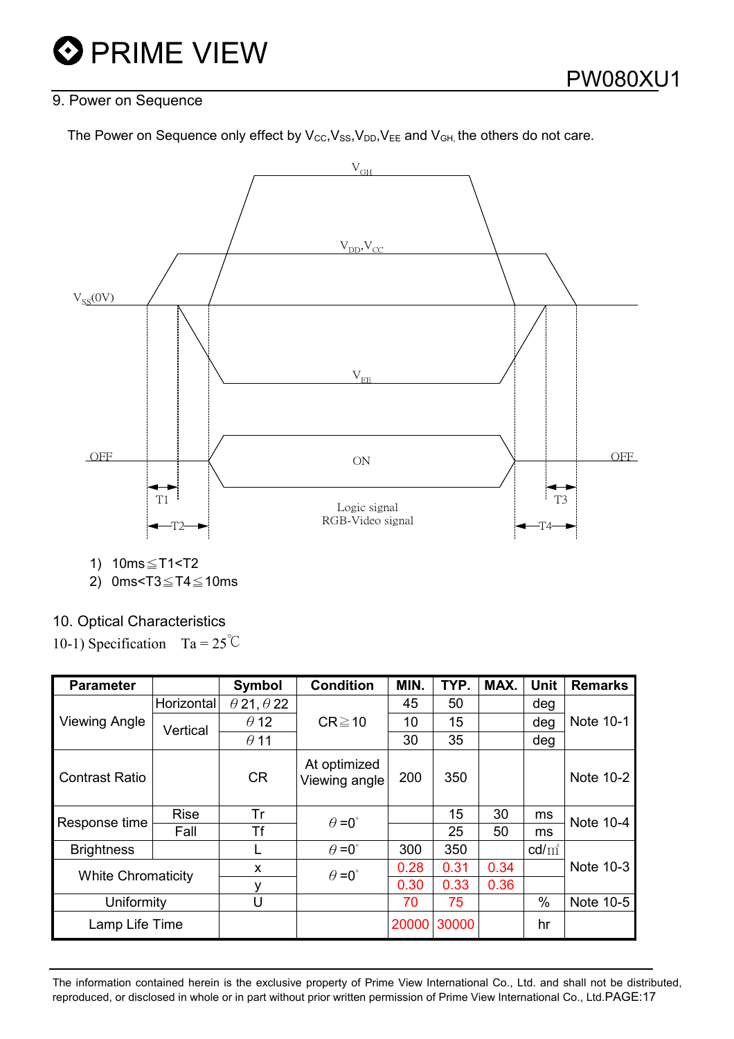## 9. Power on Sequence

The Power on Sequence only effect by $V_{CC}$,$V_{SS}$,$V_{DD}$,$V_{EE}$ and $V_{GH}$, the others do not care.

1) 10ms≦T1<T2
2) 0ms<T3≦T4≦10ms

## 10. Optical Characteristics

10-1) Specification  Ta = 25℃

| Parameter | | Symbol | Condition | MIN. | TYP. | MAX. | Unit | Remarks |
|---|---|---|---|---|---|---|---|---|
| Viewing Angle | Horizontal | θ21, θ22 | CR≧10 | 45 | 50 | | deg | Note 10-1 |
| | Vertical | θ12 | | 10 | 15 | | deg | |
| | | θ11 | | 30 | 35 | | deg | |
| Contrast Ratio | | CR | At optimized Viewing angle | 200 | 350 | | | Note 10-2 |
| Response time | Rise | Tr | θ=0° | | 15 | 30 | ms | Note 10-4 |
| | Fall | Tf | | | 25 | 50 | ms | |
| Brightness | | L | θ=0° | 300 | 350 | | cd/㎡ | Note 10-3 |
| White Chromaticity | | x | θ=0° | 0.28 | 0.31 | 0.34 | | |
| | | y | | 0.30 | 0.33 | 0.36 | | |
| Uniformity | | U | | 70 | 75 | | % | Note 10-5 |
| Lamp Life Time | | | | 20000 | 30000 | | hr | |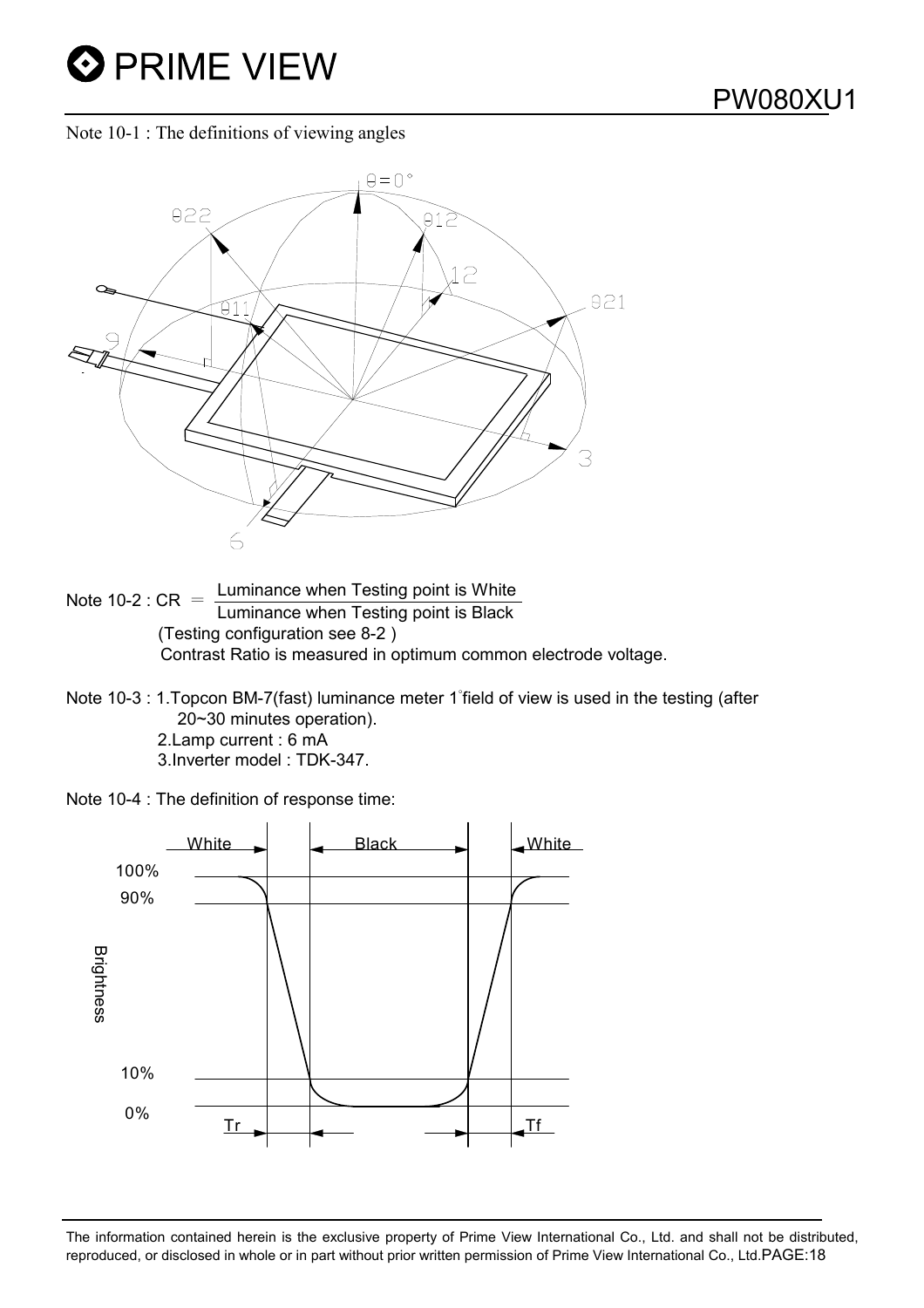Note 10-1 : The definitions of viewing angles

Note 10-2 : CR $= \frac{\text{Luminance when Testing point is White}}{\text{Luminance when Testing point is Black}}$

(Testing configuration see 8-2 )

Contrast Ratio is measured in optimum common electrode voltage.

Note 10-3 : 1.Topcon BM-7(fast) luminance meter 1°field of view is used in the testing (after 20~30 minutes operation).

2.Lamp current : 6 mA

3.Inverter model : TDK-347.

Note 10-4 : The definition of response time: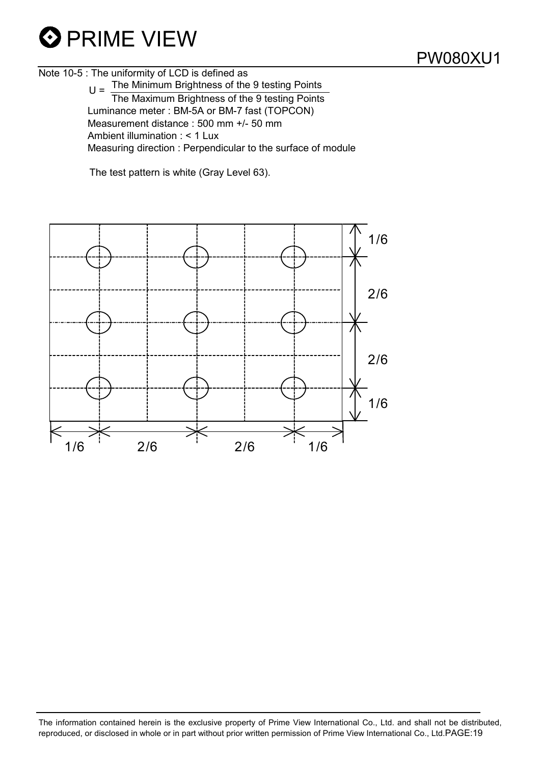Note 10-5 : The uniformity of LCD is defined as

$$U = \frac{\text{The Minimum Brightness of the 9 testing Points}}{\text{The Maximum Brightness of the 9 testing Points}}$$

Luminance meter : BM-5A or BM-7 fast (TOPCON)

Measurement distance : 500 mm +/- 50 mm

Ambient illumination : < 1 Lux

Measuring direction : Perpendicular to the surface of module

The test pattern is white (Gray Level 63).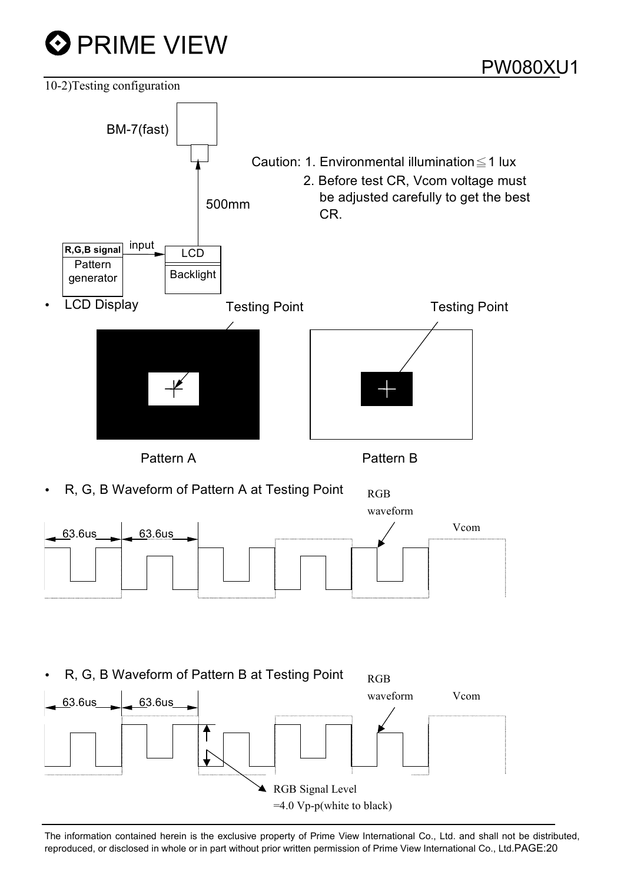10-2)Testing configuration

BM-7(fast)

500mm

Caution: 1. Environmental illumination ≦ 1 lux

2. Before test CR, Vcom voltage must be adjusted carefully to get the best CR.

R,G,B signal Pattern generator — input → LCD / Backlight

- LCD Display

Testing Point

Testing Point

Pattern A

Pattern B

- R, G, B Waveform of Pattern A at Testing Point

63.6us 63.6us

RGB waveform

Vcom

- R, G, B Waveform of Pattern B at Testing Point

63.6us 63.6us

RGB waveform

Vcom

RGB Signal Level =4.0 Vp-p(white to black)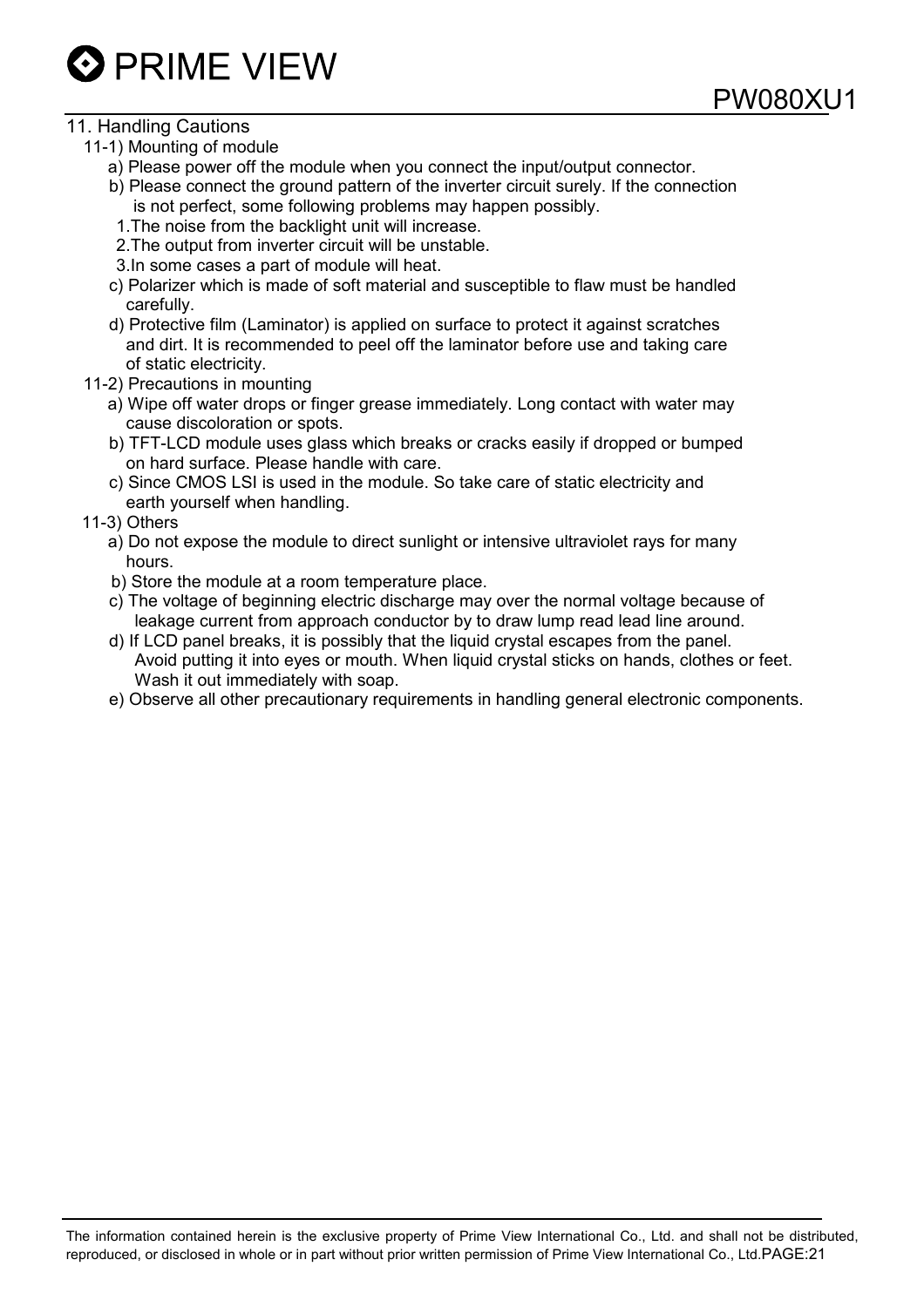## 11. Handling Cautions

### 11-1) Mounting of module

a) Please power off the module when you connect the input/output connector.

b) Please connect the ground pattern of the inverter circuit surely. If the connection is not perfect, some following problems may happen possibly.

1. The noise from the backlight unit will increase.
2. The output from inverter circuit will be unstable.
3. In some cases a part of module will heat.

c) Polarizer which is made of soft material and susceptible to flaw must be handled carefully.

d) Protective film (Laminator) is applied on surface to protect it against scratches and dirt. It is recommended to peel off the laminator before use and taking care of static electricity.

### 11-2) Precautions in mounting

a) Wipe off water drops or finger grease immediately. Long contact with water may cause discoloration or spots.

b) TFT-LCD module uses glass which breaks or cracks easily if dropped or bumped on hard surface. Please handle with care.

c) Since CMOS LSI is used in the module. So take care of static electricity and earth yourself when handling.

### 11-3) Others

a) Do not expose the module to direct sunlight or intensive ultraviolet rays for many hours.

b) Store the module at a room temperature place.

c) The voltage of beginning electric discharge may over the normal voltage because of leakage current from approach conductor by to draw lump read lead line around.

d) If LCD panel breaks, it is possibly that the liquid crystal escapes from the panel. Avoid putting it into eyes or mouth. When liquid crystal sticks on hands, clothes or feet. Wash it out immediately with soap.

e) Observe all other precautionary requirements in handling general electronic components.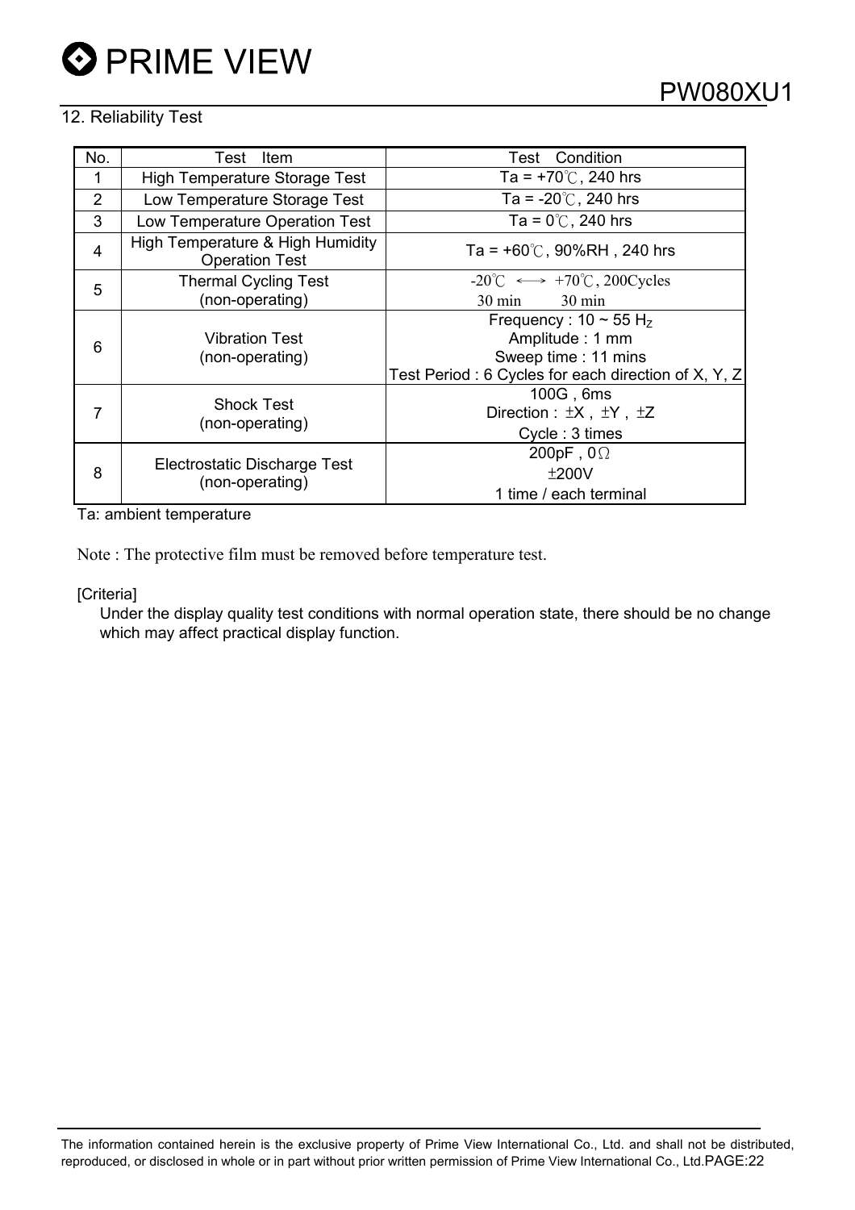## 12. Reliability Test

| No. | Test Item | Test Condition |
|---|---|---|
| 1 | High Temperature Storage Test | Ta = +70℃, 240 hrs |
| 2 | Low Temperature Storage Test | Ta = -20℃, 240 hrs |
| 3 | Low Temperature Operation Test | Ta = 0℃, 240 hrs |
| 4 | High Temperature & High Humidity Operation Test | Ta = +60℃, 90%RH , 240 hrs |
| 5 | Thermal Cycling Test (non-operating) | -20℃ ←→ +70℃, 200Cycles<br>30 min 30 min |
| 6 | Vibration Test (non-operating) | Frequency : 10 ~ 55 $H_Z$<br>Amplitude : 1 mm<br>Sweep time : 11 mins<br>Test Period : 6 Cycles for each direction of X, Y, Z |
| 7 | Shock Test (non-operating) | 100G , 6ms<br>Direction : ±X , ±Y , ±Z<br>Cycle : 3 times |
| 8 | Electrostatic Discharge Test (non-operating) | 200pF , 0Ω<br>±200V<br>1 time / each terminal |

Ta: ambient temperature

Note : The protective film must be removed before temperature test.

[Criteria]

Under the display quality test conditions with normal operation state, there should be no change which may affect practical display function.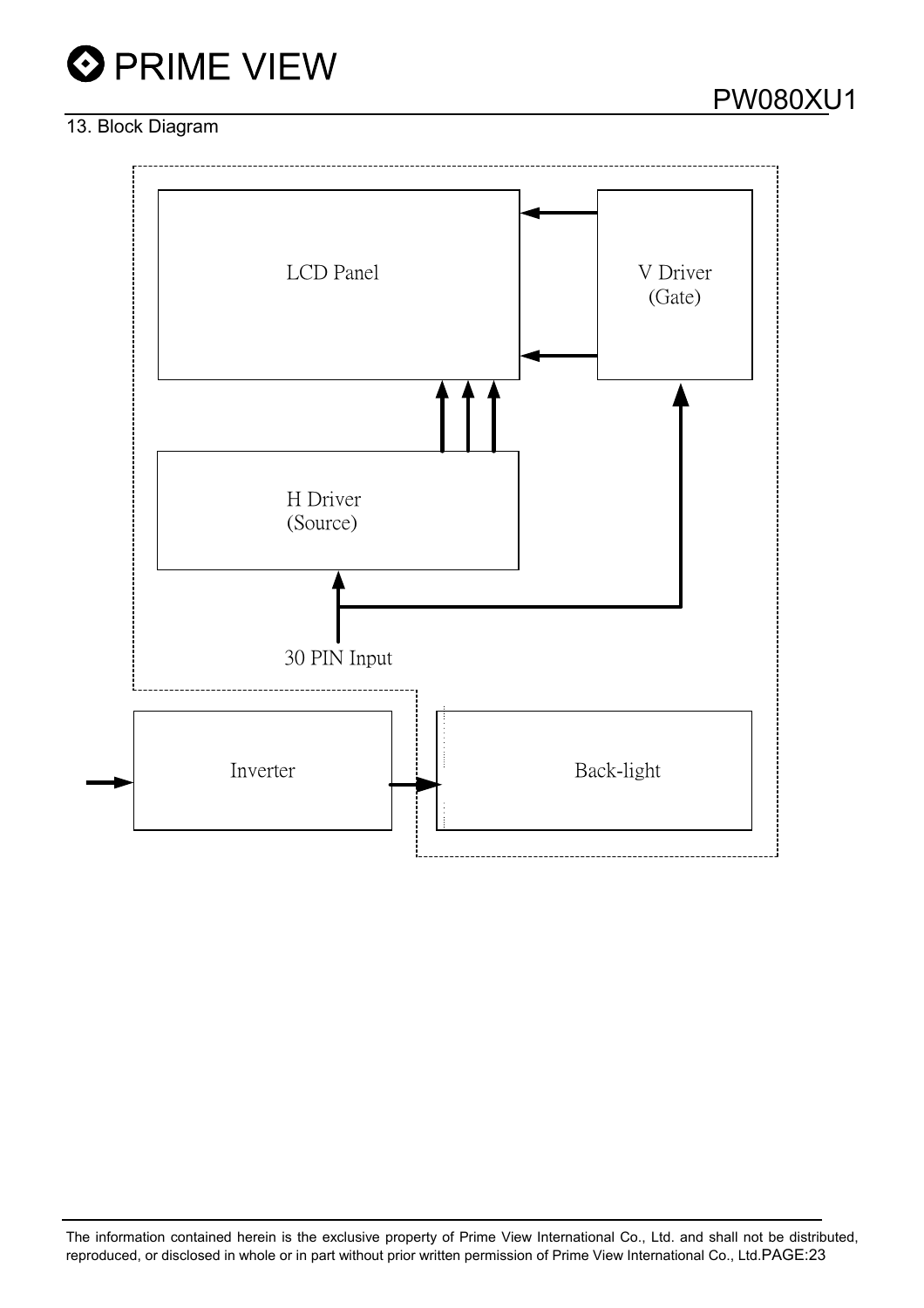## 13. Block Diagram

LCD Panel

V Driver
(Gate)

H Driver
(Source)

30 PIN Input

Inverter

Back-light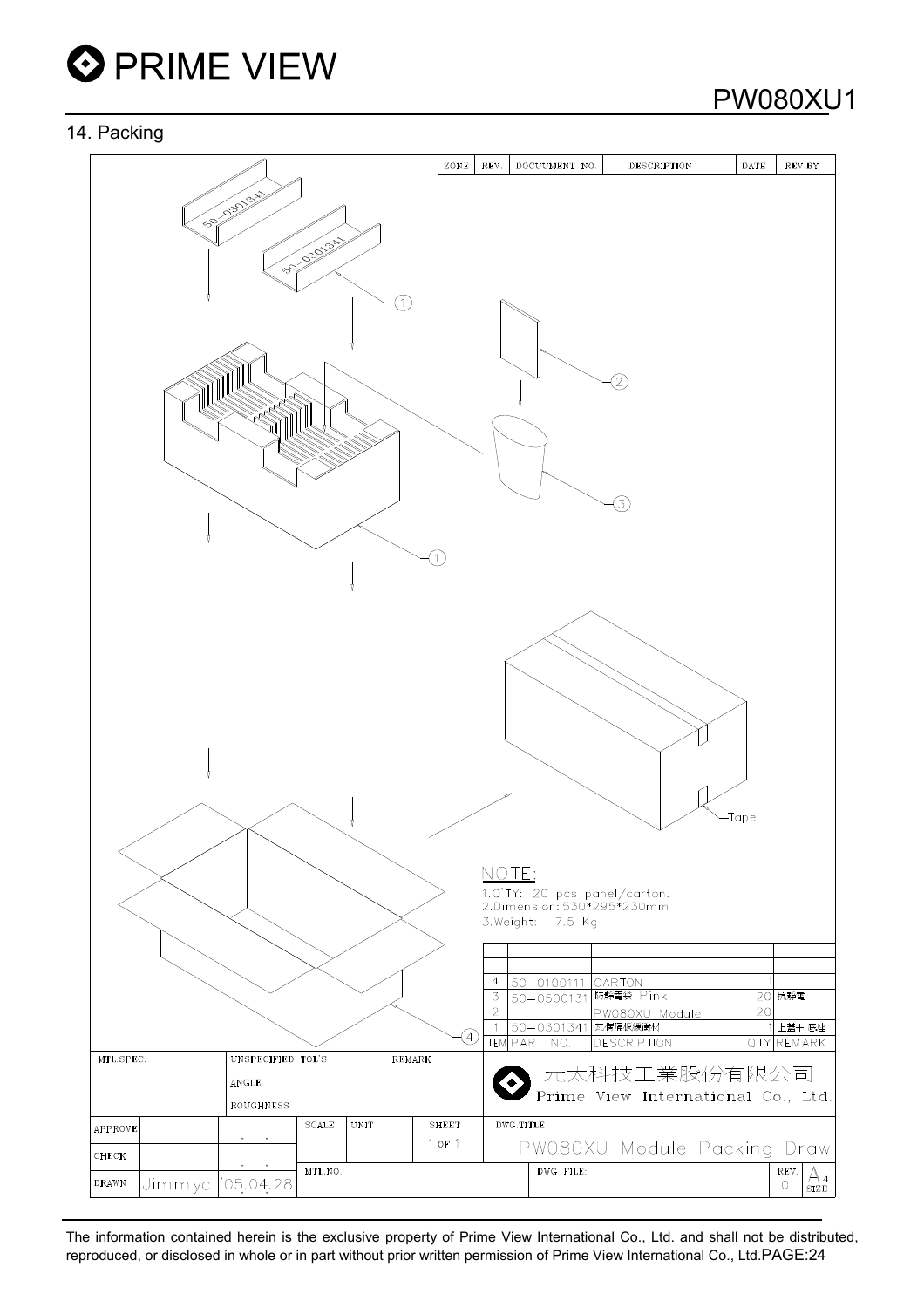## 14. Packing

| ZONE | REV. | DOCUUMENT NO. | DESCRIPTION | DATE | REV.BY |
|---|---|---|---|---|---|

50-0301341

50-0301341

1

2

3

1

Tape

4

NOTE:

1.Q'TY: 20 pcs panel/carton.
2.Dimension: 530*295*230mm
3.Weight: 7.5 Kg

| ITEM | PART NO. | DESCRIPTION | QTY | REMARK |
|---|---|---|---|---|
| 4 | 50-0100111 | CARTON | 1 | |
| 3 | 50-0500131 | 防靜電袋 Pink | 20 | 抗靜電 |
| 2 | | PW080XU Module | 20 | |
| 1 | 50-0301341 | 瓦楞隔板緩衝材 | 1 | 上蓋+ 底座 |

| MTL.SPEC. | UNSPECIFIED TOL'S | | REMARK | 元太科技工業股份有限公司 Prime View International Co., Ltd. |
|---|---|---|---|---|
| | ANGLE | | | |
| | ROUGHNESS | | | |
| APPROVE | | SCALE | UNIT | SHEET 1 OF 1 | DWG.TITLE PW080XU Module Packing Draw |
| CHECK | | | | | |
| DRAWN | Jimmyc '05.04.28 | MTL.NO. | | DWG. FILE: | REV. 01 A4 SIZE |

The information contained herein is the exclusive property of Prime View International Co., Ltd. and shall not be distributed, reproduced, or disclosed in whole or in part without prior written permission of Prime View International Co., Ltd.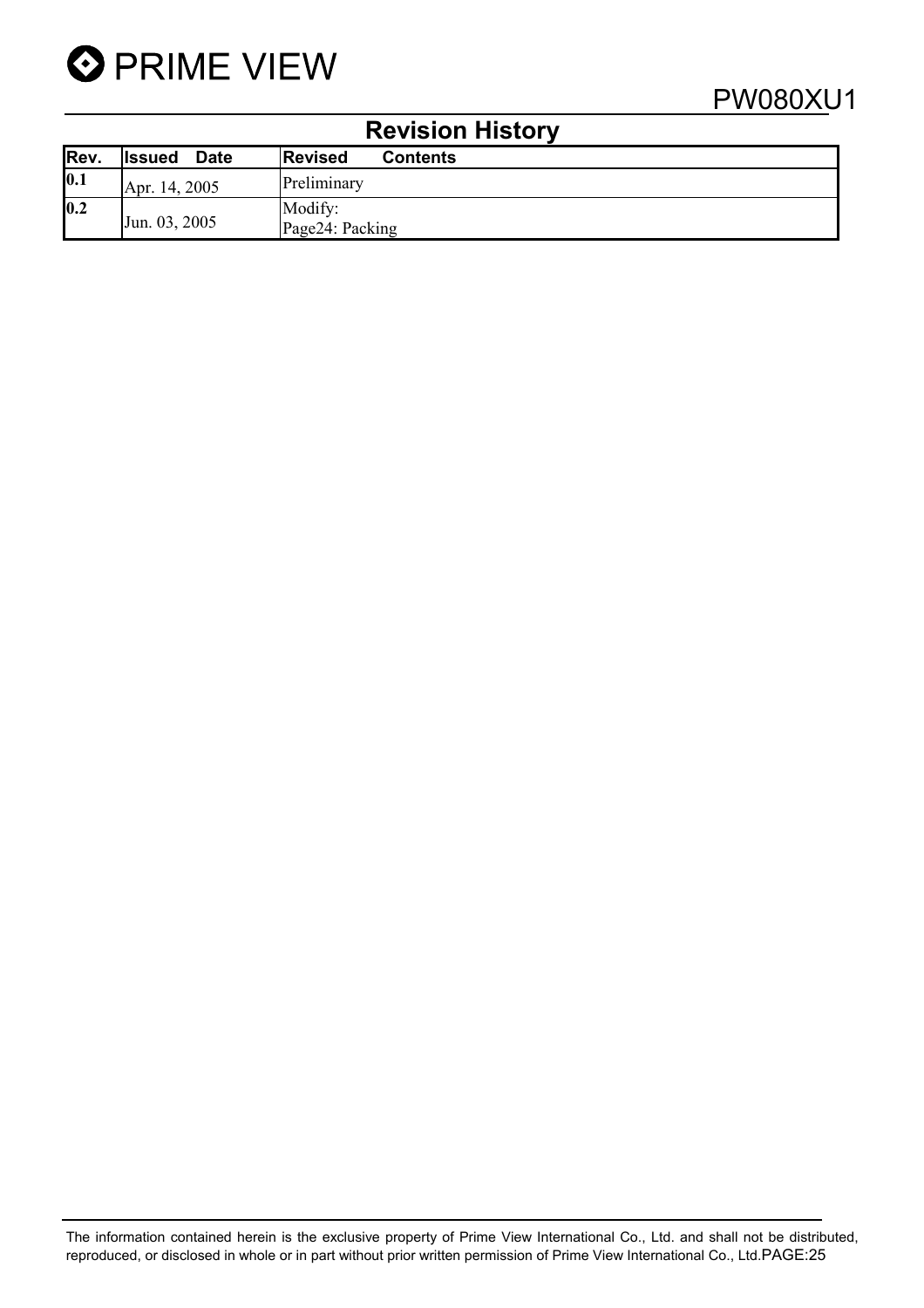# Revision History

| Rev. | Issued Date | Revised Contents |
|---|---|---|
| 0.1 | Apr. 14, 2005 | Preliminary |
| 0.2 | Jun. 03, 2005 | Modify:<br>Page24: Packing |